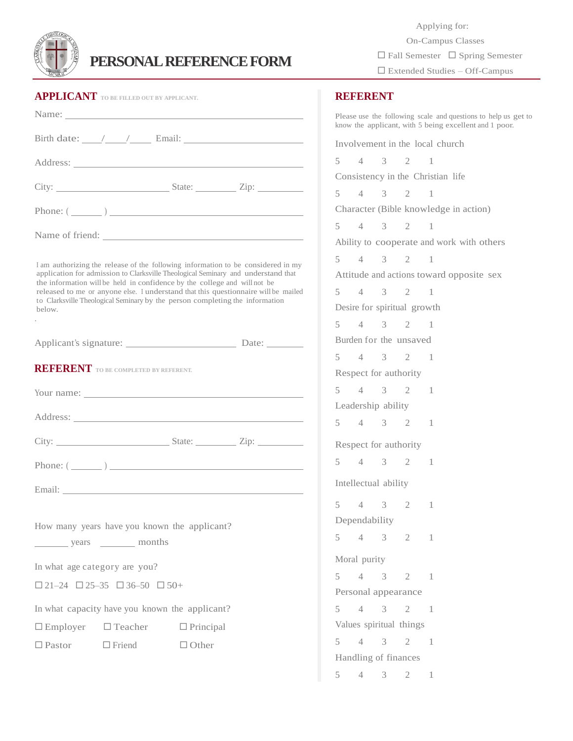# PERSONAL REFERENCE FORM

Applying for:

On-Campus Classes

☐ Fall Semester ☐ Spring Semester

☐ Extended Studies – Off-Campus

## APPLICANT TO BE FILLED OUT BY APPLICANT.

Name: ______________________________

Birth date: ____/____/____ Email: ______________________

Address: ______________________________

City: ____________________ State: ________ Zip: _________

Phone: ( ______ ) ______________________________

Name of friend: ______________________________

I am authorizing the release of the following information to be considered in my application for admission to Clarksville Theological Seminary and understand that the information will be held in confidence by the college and will not be released to me or anyone else. I understand that this questionnaire will be mailed to Clarksville Theological Seminary by the person completing the information below.

.

Applicant's signature: ____________________ Date: _______

## REFERENT TO BE COMPLETED BY REFERENT.

Your name: ______________________________

Address: ______________________________

City: ____________________ State: ________ Zip: _________

Phone: ( ______ ) ______________________________

Email: ______________________________

How many years have you known the applicant?

_______ years _______ months

In what age category are you?

☐ 21–24 ☐ 25–35 ☐ 36–50 ☐ 50+

In what capacity have you known the applicant?

☐ Employer ☐ Teacher ☐ Principal

☐ Pastor ☐ Friend ☐ Other

## REFERENT

Please use the following scale and questions to help us get to know the applicant, with 5 being excellent and 1 poor.

Involvement in the local church

5 4 3 2 1

Consistency in the Christian life

5 4 3 2 1

Character (Bible knowledge in action)

5 4 3 2 1

Ability to cooperate and work with others

5 4 3 2 1

Attitude and actions toward opposite sex

5 4 3 2 1

Desire for spiritual growth

5 4 3 2 1

Burden for the unsaved

5 4 3 2 1

Respect for authority

5 4 3 2 1

Leadership ability

5 4 3 2 1

Respect for authority

5 4 3 2 1

Intellectual ability

5 4 3 2 1

Dependability

5 4 3 2 1

Moral purity

5 4 3 2 1

Personal appearance

5 4 3 2 1

Values spiritual things

5 4 3 2 1

Handling of finances

5 4 3 2 1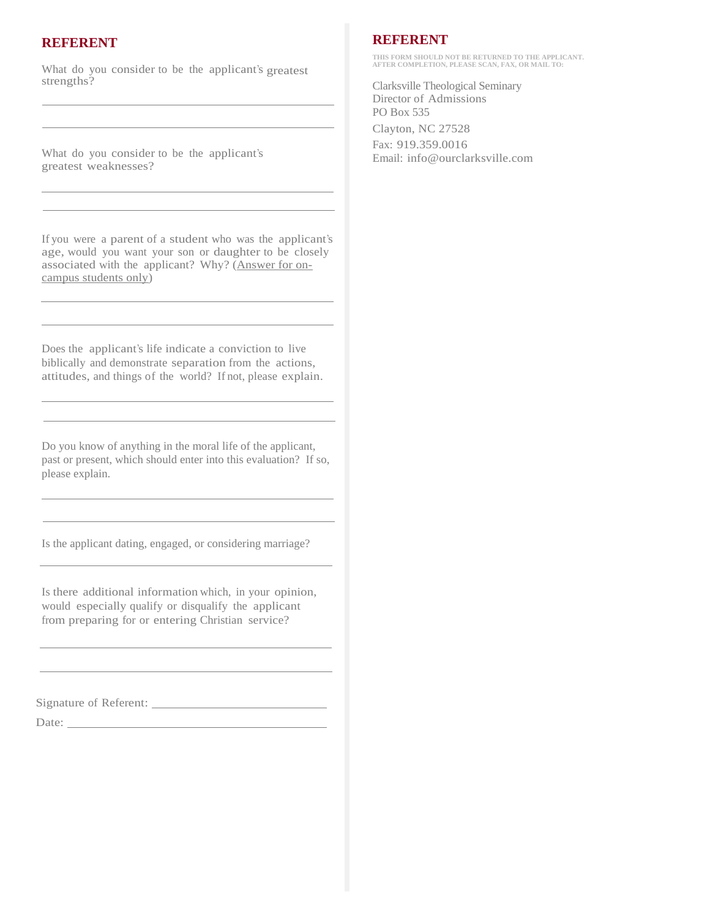## REFERENT

What do you consider to be the applicant's greatest strengths?

\_\_\_\_\_\_\_\_\_\_\_\_\_\_\_\_\_\_\_\_\_\_\_\_\_\_\_\_\_\_\_\_\_\_\_\_\_\_\_\_\_\_\_\_

\_\_\_\_\_\_\_\_\_\_\_\_\_\_\_\_\_\_\_\_\_\_\_\_\_\_\_\_\_\_\_\_\_\_\_\_\_\_\_\_\_\_\_\_

What do you consider to be the applicant's greatest weaknesses?

\_\_\_\_\_\_\_\_\_\_\_\_\_\_\_\_\_\_\_\_\_\_\_\_\_\_\_\_\_\_\_\_\_\_\_\_\_\_\_\_\_\_\_\_

\_\_\_\_\_\_\_\_\_\_\_\_\_\_\_\_\_\_\_\_\_\_\_\_\_\_\_\_\_\_\_\_\_\_\_\_\_\_\_\_\_\_\_\_

If you were a parent of a student who was the applicant's age, would you want your son or daughter to be closely associated with the applicant? Why? (Answer for on-campus students only)

\_\_\_\_\_\_\_\_\_\_\_\_\_\_\_\_\_\_\_\_\_\_\_\_\_\_\_\_\_\_\_\_\_\_\_\_\_\_\_\_\_\_\_\_

\_\_\_\_\_\_\_\_\_\_\_\_\_\_\_\_\_\_\_\_\_\_\_\_\_\_\_\_\_\_\_\_\_\_\_\_\_\_\_\_\_\_\_\_

Does the applicant's life indicate a conviction to live biblically and demonstrate separation from the actions, attitudes, and things of the world? If not, please explain.

\_\_\_\_\_\_\_\_\_\_\_\_\_\_\_\_\_\_\_\_\_\_\_\_\_\_\_\_\_\_\_\_\_\_\_\_\_\_\_\_\_\_\_\_

\_\_\_\_\_\_\_\_\_\_\_\_\_\_\_\_\_\_\_\_\_\_\_\_\_\_\_\_\_\_\_\_\_\_\_\_\_\_\_\_\_\_\_\_

Do you know of anything in the moral life of the applicant, past or present, which should enter into this evaluation? If so, please explain.

\_\_\_\_\_\_\_\_\_\_\_\_\_\_\_\_\_\_\_\_\_\_\_\_\_\_\_\_\_\_\_\_\_\_\_\_\_\_\_\_\_\_\_\_

\_\_\_\_\_\_\_\_\_\_\_\_\_\_\_\_\_\_\_\_\_\_\_\_\_\_\_\_\_\_\_\_\_\_\_\_\_\_\_\_\_\_\_\_

Is the applicant dating, engaged, or considering marriage?

\_\_\_\_\_\_\_\_\_\_\_\_\_\_\_\_\_\_\_\_\_\_\_\_\_\_\_\_\_\_\_\_\_\_\_\_\_\_\_\_\_\_\_\_

Is there additional information which, in your opinion, would especially qualify or disqualify the applicant from preparing for or entering Christian service?

\_\_\_\_\_\_\_\_\_\_\_\_\_\_\_\_\_\_\_\_\_\_\_\_\_\_\_\_\_\_\_\_\_\_\_\_\_\_\_\_\_\_\_\_

\_\_\_\_\_\_\_\_\_\_\_\_\_\_\_\_\_\_\_\_\_\_\_\_\_\_\_\_\_\_\_\_\_\_\_\_\_\_\_\_\_\_\_\_

Signature of Referent: \_\_\_\_\_\_\_\_\_\_\_\_\_\_\_\_\_\_\_\_\_\_\_\_\_\_\_

Date: \_\_\_\_\_\_\_\_\_\_\_\_\_\_\_\_\_\_\_\_\_\_\_\_\_\_\_\_\_\_\_\_\_\_\_\_\_\_\_\_

## REFERENT

THIS FORM SHOULD NOT BE RETURNED TO THE APPLICANT.
AFTER COMPLETION, PLEASE SCAN, FAX, OR MAIL TO:

Clarksville Theological Seminary
Director of Admissions
PO Box 535
Clayton, NC 27528
Fax: 919.359.0016
Email: info@ourclarksville.com